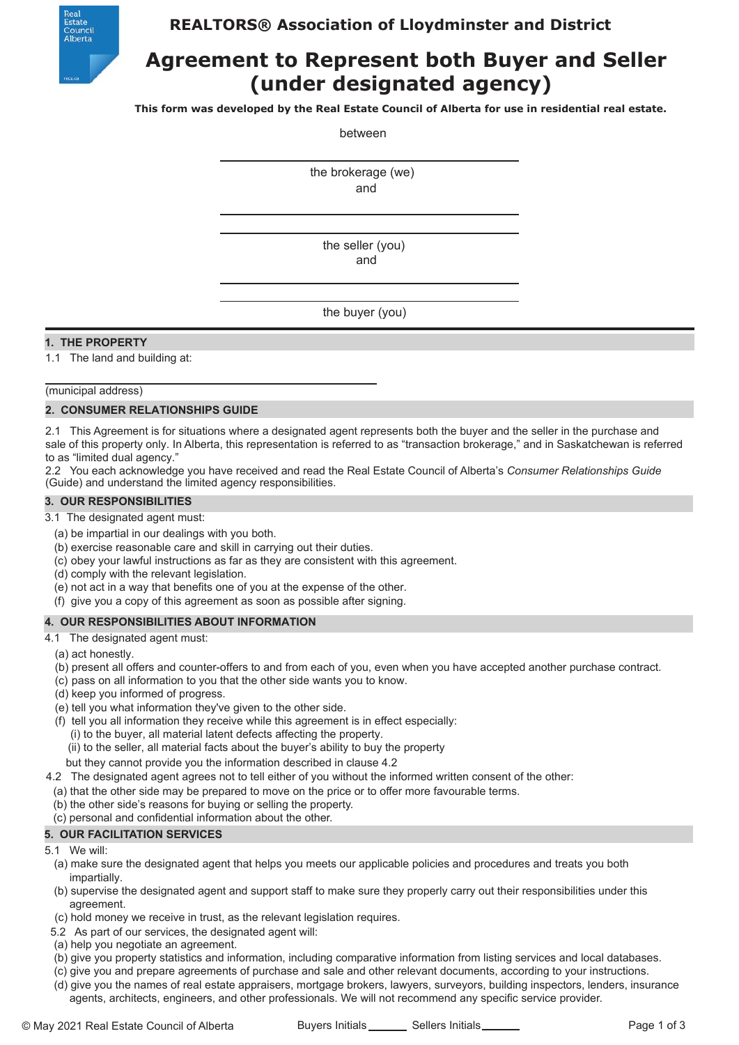REALTORS® Association of Lloydminster and District

# Agreement to Represent both Buyer and Seller (under designated agency)

**This form was developed by the Real Estate Council of Alberta for use in residential real estate.**

between

\_\_\_\_\_\_\_\_\_\_\_\_\_\_\_\_\_\_\_\_\_\_\_\_\_\_\_\_\_\_\_\_\_\_\_\_\_\_\_\_

the brokerage (we)
and

\_\_\_\_\_\_\_\_\_\_\_\_\_\_\_\_\_\_\_\_\_\_\_\_\_\_\_\_\_\_\_\_\_\_\_\_\_\_\_\_

\_\_\_\_\_\_\_\_\_\_\_\_\_\_\_\_\_\_\_\_\_\_\_\_\_\_\_\_\_\_\_\_\_\_\_\_\_\_\_\_

the seller (you)
and

\_\_\_\_\_\_\_\_\_\_\_\_\_\_\_\_\_\_\_\_\_\_\_\_\_\_\_\_\_\_\_\_\_\_\_\_\_\_\_\_

\_\_\_\_\_\_\_\_\_\_\_\_\_\_\_\_\_\_\_\_\_\_\_\_\_\_\_\_\_\_\_\_\_\_\_\_\_\_\_\_

the buyer (you)

## 1. THE PROPERTY

1.1 The land and building at:

\_\_\_\_\_\_\_\_\_\_\_\_\_\_\_\_\_\_\_\_\_\_\_\_\_\_\_\_\_\_\_\_\_\_\_\_\_\_\_\_\_\_\_\_\_\_\_\_
(municipal address)

## 2. CONSUMER RELATIONSHIPS GUIDE

2.1 This Agreement is for situations where a designated agent represents both the buyer and the seller in the purchase and sale of this property only. In Alberta, this representation is referred to as "transaction brokerage," and in Saskatchewan is referred to as "limited dual agency."

2.2 You each acknowledge you have received and read the Real Estate Council of Alberta's *Consumer Relationships Guide* (Guide) and understand the limited agency responsibilities.

## 3. OUR RESPONSIBILITIES

3.1 The designated agent must:

(a) be impartial in our dealings with you both.
(b) exercise reasonable care and skill in carrying out their duties.
(c) obey your lawful instructions as far as they are consistent with this agreement.
(d) comply with the relevant legislation.
(e) not act in a way that benefits one of you at the expense of the other.
(f) give you a copy of this agreement as soon as possible after signing.

## 4. OUR RESPONSIBILITIES ABOUT INFORMATION

4.1 The designated agent must:

(a) act honestly.
(b) present all offers and counter-offers to and from each of you, even when you have accepted another purchase contract.
(c) pass on all information to you that the other side wants you to know.
(d) keep you informed of progress.
(e) tell you what information they've given to the other side.
(f) tell you all information they receive while this agreement is in effect especially:
  (i) to the buyer, all material latent defects affecting the property.
  (ii) to the seller, all material facts about the buyer's ability to buy the property

but they cannot provide you the information described in clause 4.2

4.2 The designated agent agrees not to tell either of you without the informed written consent of the other:

(a) that the other side may be prepared to move on the price or to offer more favourable terms.
(b) the other side's reasons for buying or selling the property.
(c) personal and confidential information about the other.

## 5. OUR FACILITATION SERVICES

5.1 We will:

(a) make sure the designated agent that helps you meets our applicable policies and procedures and treats you both impartially.
(b) supervise the designated agent and support staff to make sure they properly carry out their responsibilities under this agreement.
(c) hold money we receive in trust, as the relevant legislation requires.

5.2 As part of our services, the designated agent will:

(a) help you negotiate an agreement.
(b) give you property statistics and information, including comparative information from listing services and local databases.
(c) give you and prepare agreements of purchase and sale and other relevant documents, according to your instructions.
(d) give you the names of real estate appraisers, mortgage brokers, lawyers, surveyors, building inspectors, lenders, insurance agents, architects, engineers, and other professionals. We will not recommend any specific service provider.

© May 2021 Real Estate Council of Alberta    Buyers Initials \_\_\_\_\_\_    Sellers Initials \_\_\_\_\_\_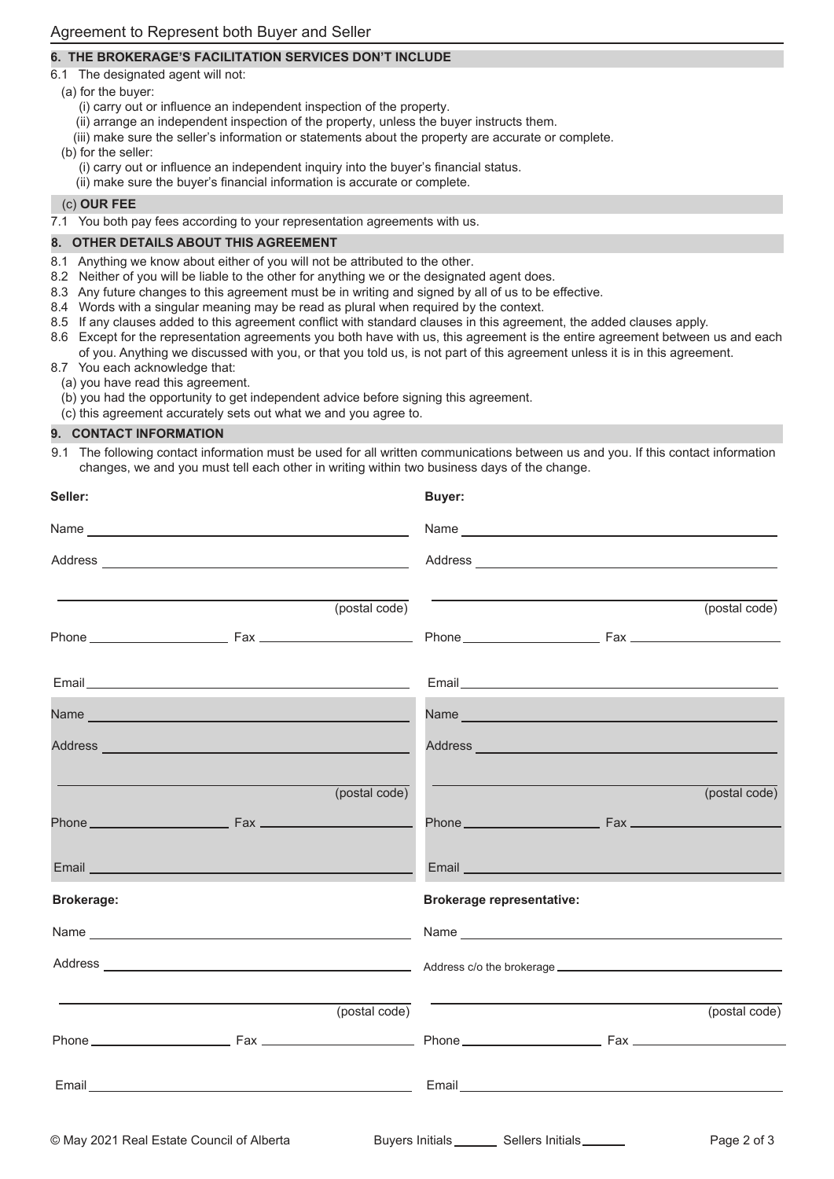## 6. THE BROKERAGE'S FACILITATION SERVICES DON'T INCLUDE

6.1 The designated agent will not:

(a) for the buyer:

(i) carry out or influence an independent inspection of the property.

(ii) arrange an independent inspection of the property, unless the buyer instructs them.

(iii) make sure the seller's information or statements about the property are accurate or complete.

(b) for the seller:

(i) carry out or influence an independent inquiry into the buyer's financial status.

(ii) make sure the buyer's financial information is accurate or complete.

## (c) OUR FEE

7.1 You both pay fees according to your representation agreements with us.

## 8. OTHER DETAILS ABOUT THIS AGREEMENT

8.1 Anything we know about either of you will not be attributed to the other.

8.2 Neither of you will be liable to the other for anything we or the designated agent does.

8.3 Any future changes to this agreement must be in writing and signed by all of us to be effective.

8.4 Words with a singular meaning may be read as plural when required by the context.

8.5 If any clauses added to this agreement conflict with standard clauses in this agreement, the added clauses apply.

8.6 Except for the representation agreements you both have with us, this agreement is the entire agreement between us and each of you. Anything we discussed with you, or that you told us, is not part of this agreement unless it is in this agreement.

8.7 You each acknowledge that:

(a) you have read this agreement.

(b) you had the opportunity to get independent advice before signing this agreement.

(c) this agreement accurately sets out what we and you agree to.

## 9. CONTACT INFORMATION

9.1 The following contact information must be used for all written communications between us and you. If this contact information changes, we and you must tell each other in writing within two business days of the change.

**Seller:**

Name \_\_\_\_\_\_\_\_\_\_\_\_\_\_\_\_\_\_\_\_

Address \_\_\_\_\_\_\_\_\_\_\_\_\_\_\_\_\_\_\_\_

\_\_\_\_\_\_\_\_\_\_\_\_\_\_\_\_\_\_\_\_ (postal code)

Phone \_\_\_\_\_\_\_\_\_\_ Fax \_\_\_\_\_\_\_\_\_\_

Email \_\_\_\_\_\_\_\_\_\_\_\_\_\_\_\_\_\_\_\_

Name \_\_\_\_\_\_\_\_\_\_\_\_\_\_\_\_\_\_\_\_

Address \_\_\_\_\_\_\_\_\_\_\_\_\_\_\_\_\_\_\_\_

\_\_\_\_\_\_\_\_\_\_\_\_\_\_\_\_\_\_\_\_ (postal code)

Phone \_\_\_\_\_\_\_\_\_\_ Fax \_\_\_\_\_\_\_\_\_\_

Email \_\_\_\_\_\_\_\_\_\_\_\_\_\_\_\_\_\_\_\_

**Buyer:**

Name \_\_\_\_\_\_\_\_\_\_\_\_\_\_\_\_\_\_\_\_

Address \_\_\_\_\_\_\_\_\_\_\_\_\_\_\_\_\_\_\_\_

\_\_\_\_\_\_\_\_\_\_\_\_\_\_\_\_\_\_\_\_ (postal code)

Phone \_\_\_\_\_\_\_\_\_\_ Fax \_\_\_\_\_\_\_\_\_\_

Email \_\_\_\_\_\_\_\_\_\_\_\_\_\_\_\_\_\_\_\_

Name \_\_\_\_\_\_\_\_\_\_\_\_\_\_\_\_\_\_\_\_

Address \_\_\_\_\_\_\_\_\_\_\_\_\_\_\_\_\_\_\_\_

\_\_\_\_\_\_\_\_\_\_\_\_\_\_\_\_\_\_\_\_ (postal code)

Phone \_\_\_\_\_\_\_\_\_\_ Fax \_\_\_\_\_\_\_\_\_\_

Email \_\_\_\_\_\_\_\_\_\_\_\_\_\_\_\_\_\_\_\_

**Brokerage:**

Name \_\_\_\_\_\_\_\_\_\_\_\_\_\_\_\_\_\_\_\_

Address \_\_\_\_\_\_\_\_\_\_\_\_\_\_\_\_\_\_\_\_

\_\_\_\_\_\_\_\_\_\_\_\_\_\_\_\_\_\_\_\_ (postal code)

Phone \_\_\_\_\_\_\_\_\_\_ Fax \_\_\_\_\_\_\_\_\_\_

Email \_\_\_\_\_\_\_\_\_\_\_\_\_\_\_\_\_\_\_\_

**Brokerage representative:**

Name \_\_\_\_\_\_\_\_\_\_\_\_\_\_\_\_\_\_\_\_

Address c/o the brokerage \_\_\_\_\_\_\_\_\_\_\_\_\_\_\_\_\_\_\_\_

\_\_\_\_\_\_\_\_\_\_\_\_\_\_\_\_\_\_\_\_ (postal code)

Phone \_\_\_\_\_\_\_\_\_\_ Fax \_\_\_\_\_\_\_\_\_\_

Email \_\_\_\_\_\_\_\_\_\_\_\_\_\_\_\_\_\_\_\_

© May 2021 Real Estate Council of Alberta

Buyers Initials \_\_\_\_\_\_ Sellers Initials \_\_\_\_\_\_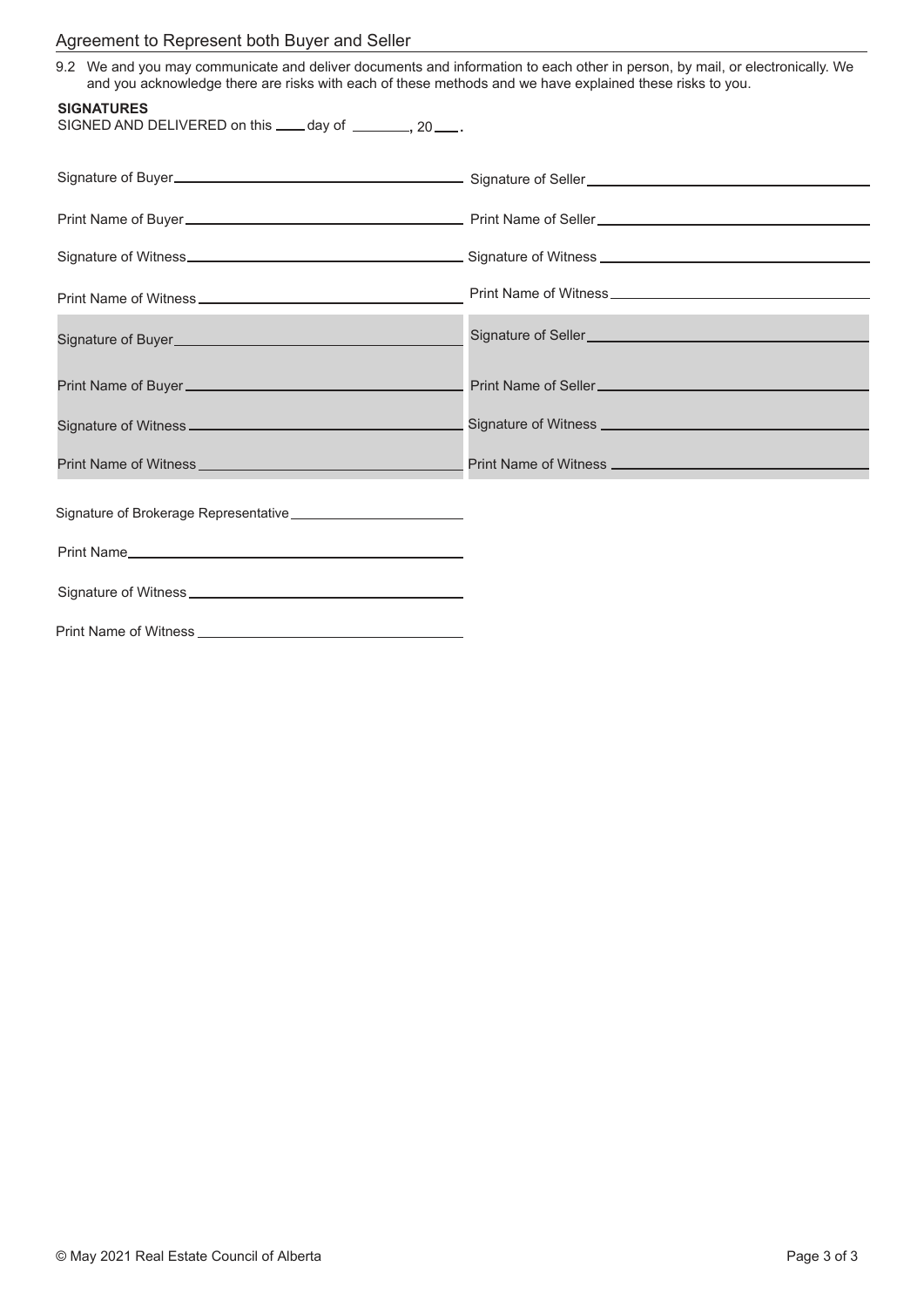9.2 We and you may communicate and deliver documents and information to each other in person, by mail, or electronically. We and you acknowledge there are risks with each of these methods and we have explained these risks to you.

**SIGNATURES**

SIGNED AND DELIVERED on this ____ day of ________, 20____.

| | |
|---|---|
| Signature of Buyer ______________________ | Signature of Seller ______________________ |
| Print Name of Buyer ______________________ | Print Name of Seller ______________________ |
| Signature of Witness ______________________ | Signature of Witness ______________________ |
| Print Name of Witness ______________________ | Print Name of Witness ______________________ |
| Signature of Buyer ______________________ | Signature of Seller ______________________ |
| Print Name of Buyer ______________________ | Print Name of Seller ______________________ |
| Signature of Witness ______________________ | Signature of Witness ______________________ |
| Print Name of Witness ______________________ | Print Name of Witness ______________________ |

Signature of Brokerage Representative ______________________

Print Name ______________________

Signature of Witness ______________________

Print Name of Witness ______________________

© May 2021 Real Estate Council of Alberta